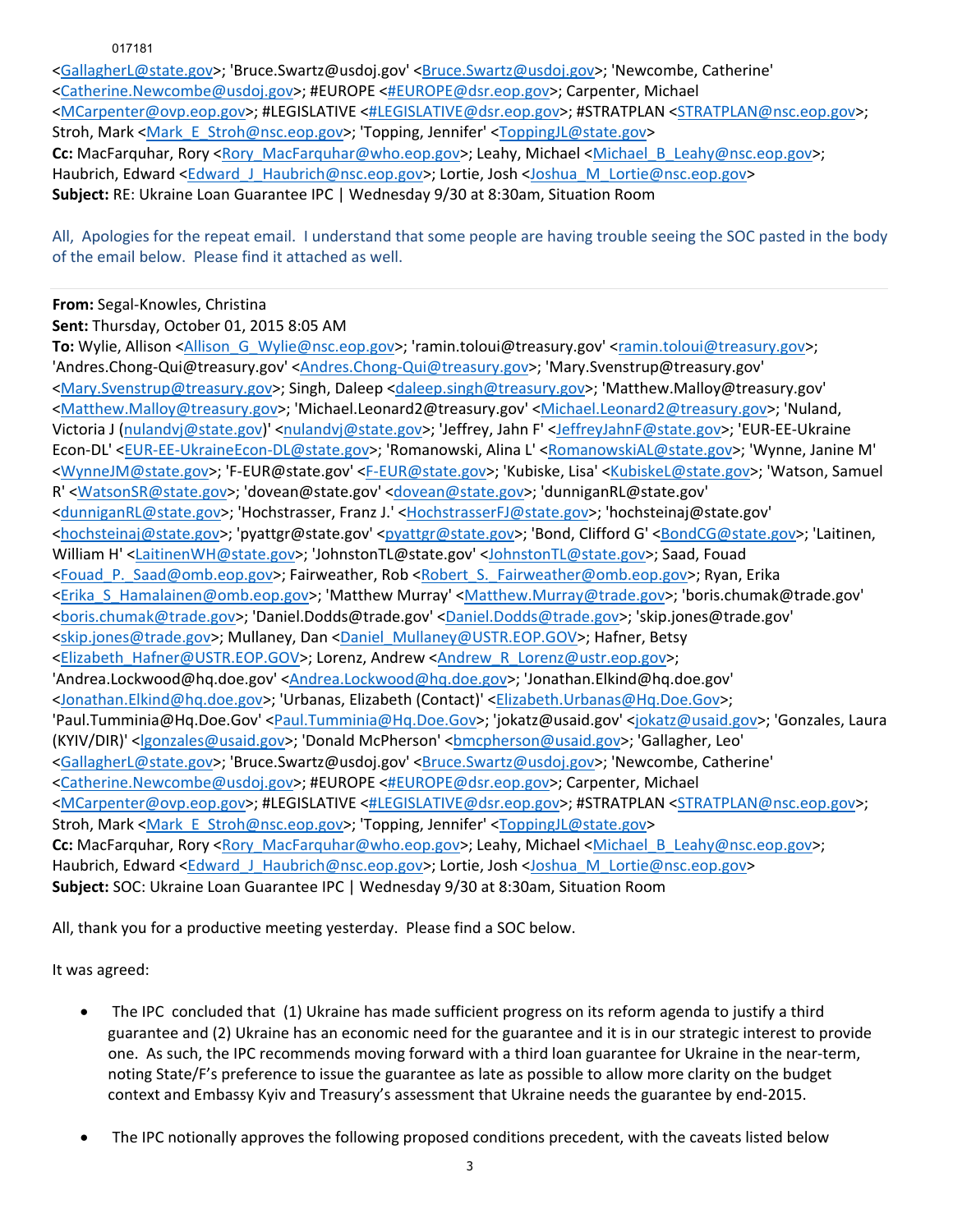017181

<GallagherL@state.gov>; 'Bruce.Swartz@usdoj.gov' <Bruce.Swartz@usdoj.gov>; 'Newcombe, Catherine' <Catherine.Newcombe@usdoj.gov>; #EUROPE <#EUROPE@dsr.eop.gov>; Carpenter, Michael <MCarpenter@ovp.eop.gov>; #LEGISLATIVE <#LEGISLATIVE@dsr.eop.gov>; #STRATPLAN <STRATPLAN@nsc.eop.gov>; Stroh, Mark <Mark_E_Stroh@nsc.eop.gov>; 'Topping, Jennifer' <ToppingJL@state.gov>
**Cc:** MacFarquhar, Rory <Rory_MacFarquhar@who.eop.gov>; Leahy, Michael <Michael_B_Leahy@nsc.eop.gov>; Haubrich, Edward <Edward_J_Haubrich@nsc.eop.gov>; Lortie, Josh <Joshua_M_Lortie@nsc.eop.gov>
**Subject:** RE: Ukraine Loan Guarantee IPC | Wednesday 9/30 at 8:30am, Situation Room

All, Apologies for the repeat email. I understand that some people are having trouble seeing the SOC pasted in the body of the email below. Please find it attached as well.

---

**From:** Segal-Knowles, Christina
**Sent:** Thursday, October 01, 2015 8:05 AM
**To:** Wylie, Allison <Allison_G_Wylie@nsc.eop.gov>; 'ramin.toloui@treasury.gov' <ramin.toloui@treasury.gov>; 'Andres.Chong-Qui@treasury.gov' <Andres.Chong-Qui@treasury.gov>; 'Mary.Svenstrup@treasury.gov' <Mary.Svenstrup@treasury.gov>; Singh, Daleep <daleep.singh@treasury.gov>; 'Matthew.Malloy@treasury.gov' <Matthew.Malloy@treasury.gov>; 'Michael.Leonard2@treasury.gov' <Michael.Leonard2@treasury.gov>; 'Nuland, Victoria J (nulandvj@state.gov)' <nulandvj@state.gov>; 'Jeffrey, Jahn F' <JeffreyJahnF@state.gov>; 'EUR-EE-Ukraine Econ-DL' <EUR-EE-UkraineEcon-DL@state.gov>; 'Romanowski, Alina L' <RomanowskiAL@state.gov>; 'Wynne, Janine M' <WynneJM@state.gov>; 'F-EUR@state.gov' <F-EUR@state.gov>; 'Kubiske, Lisa' <KubiskeL@state.gov>; 'Watson, Samuel R' <WatsonSR@state.gov>; 'dovean@state.gov' <dovean@state.gov>; 'dunniganRL@state.gov' <dunniganRL@state.gov>; 'Hochstrasser, Franz J.' <HochstrasserFJ@state.gov>; 'hochsteinaj@state.gov' <hochsteinaj@state.gov>; 'pyattgr@state.gov' <pyattgr@state.gov>; 'Bond, Clifford G' <BondCG@state.gov>; 'Laitinen, William H' <LaitinenWH@state.gov>; 'JohnstonTL@state.gov' <JohnstonTL@state.gov>; Saad, Fouad <Fouad_P._Saad@omb.eop.gov>; Fairweather, Rob <Robert_S._Fairweather@omb.eop.gov>; Ryan, Erika <Erika_S_Hamalainen@omb.eop.gov>; 'Matthew Murray' <Matthew.Murray@trade.gov>; 'boris.chumak@trade.gov' <boris.chumak@trade.gov>; 'Daniel.Dodds@trade.gov' <Daniel.Dodds@trade.gov>; 'skip.jones@trade.gov' <skip.jones@trade.gov>; Mullaney, Dan <Daniel_Mullaney@USTR.EOP.GOV>; Hafner, Betsy <Elizabeth_Hafner@USTR.EOP.GOV>; Lorenz, Andrew <Andrew_R_Lorenz@ustr.eop.gov>; 'Andrea.Lockwood@hq.doe.gov' <Andrea.Lockwood@hq.doe.gov>; 'Jonathan.Elkind@hq.doe.gov' <Jonathan.Elkind@hq.doe.gov>; 'Urbanas, Elizabeth (Contact)' <Elizabeth.Urbanas@Hq.Doe.Gov>; 'Paul.Tumminia@Hq.Doe.Gov' <Paul.Tumminia@Hq.Doe.Gov>; 'jokatz@usaid.gov' <jokatz@usaid.gov>; 'Gonzales, Laura (KYIV/DIR)' <lgonzales@usaid.gov>; 'Donald McPherson' <bmcpherson@usaid.gov>; 'Gallagher, Leo' <GallagherL@state.gov>; 'Bruce.Swartz@usdoj.gov' <Bruce.Swartz@usdoj.gov>; 'Newcombe, Catherine' <Catherine.Newcombe@usdoj.gov>; #EUROPE <#EUROPE@dsr.eop.gov>; Carpenter, Michael <MCarpenter@ovp.eop.gov>; #LEGISLATIVE <#LEGISLATIVE@dsr.eop.gov>; #STRATPLAN <STRATPLAN@nsc.eop.gov>; Stroh, Mark <Mark_E_Stroh@nsc.eop.gov>; 'Topping, Jennifer' <ToppingJL@state.gov>
**Cc:** MacFarquhar, Rory <Rory_MacFarquhar@who.eop.gov>; Leahy, Michael <Michael_B_Leahy@nsc.eop.gov>; Haubrich, Edward <Edward_J_Haubrich@nsc.eop.gov>; Lortie, Josh <Joshua_M_Lortie@nsc.eop.gov>
**Subject:** SOC: Ukraine Loan Guarantee IPC | Wednesday 9/30 at 8:30am, Situation Room

All, thank you for a productive meeting yesterday. Please find a SOC below.

It was agreed:

- The IPC concluded that (1) Ukraine has made sufficient progress on its reform agenda to justify a third guarantee and (2) Ukraine has an economic need for the guarantee and it is in our strategic interest to provide one. As such, the IPC recommends moving forward with a third loan guarantee for Ukraine in the near-term, noting State/F's preference to issue the guarantee as late as possible to allow more clarity on the budget context and Embassy Kyiv and Treasury's assessment that Ukraine needs the guarantee by end-2015.
- The IPC notionally approves the following proposed conditions precedent, with the caveats listed below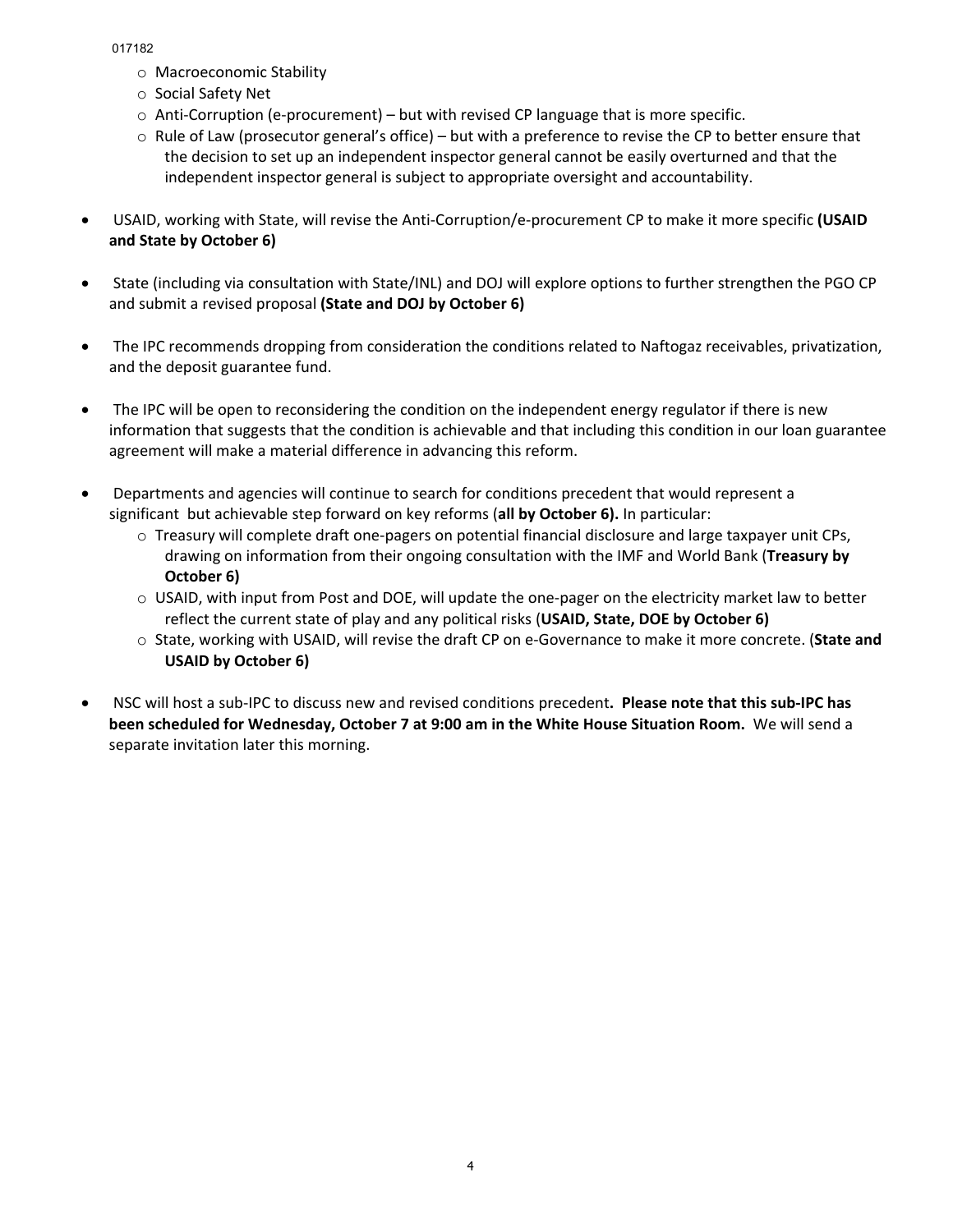- Macroeconomic Stability
  - Social Safety Net
  - Anti-Corruption (e-procurement) – but with revised CP language that is more specific.
  - Rule of Law (prosecutor general's office) – but with a preference to revise the CP to better ensure that the decision to set up an independent inspector general cannot be easily overturned and that the independent inspector general is subject to appropriate oversight and accountability.

- USAID, working with State, will revise the Anti-Corruption/e-procurement CP to make it more specific **(USAID and State by October 6)**

- State (including via consultation with State/INL) and DOJ will explore options to further strengthen the PGO CP and submit a revised proposal **(State and DOJ by October 6)**

- The IPC recommends dropping from consideration the conditions related to Naftogaz receivables, privatization, and the deposit guarantee fund.

- The IPC will be open to reconsidering the condition on the independent energy regulator if there is new information that suggests that the condition is achievable and that including this condition in our loan guarantee agreement will make a material difference in advancing this reform.

- Departments and agencies will continue to search for conditions precedent that would represent a significant but achievable step forward on key reforms (**all by October 6).** In particular:
  - Treasury will complete draft one-pagers on potential financial disclosure and large taxpayer unit CPs, drawing on information from their ongoing consultation with the IMF and World Bank (**Treasury by October 6)**
  - USAID, with input from Post and DOE, will update the one-pager on the electricity market law to better reflect the current state of play and any political risks (**USAID, State, DOE by October 6)**
  - State, working with USAID, will revise the draft CP on e-Governance to make it more concrete. (**State and USAID by October 6)**

- NSC will host a sub-IPC to discuss new and revised conditions precedent**. Please note that this sub-IPC has been scheduled for Wednesday, October 7 at 9:00 am in the White House Situation Room.** We will send a separate invitation later this morning.